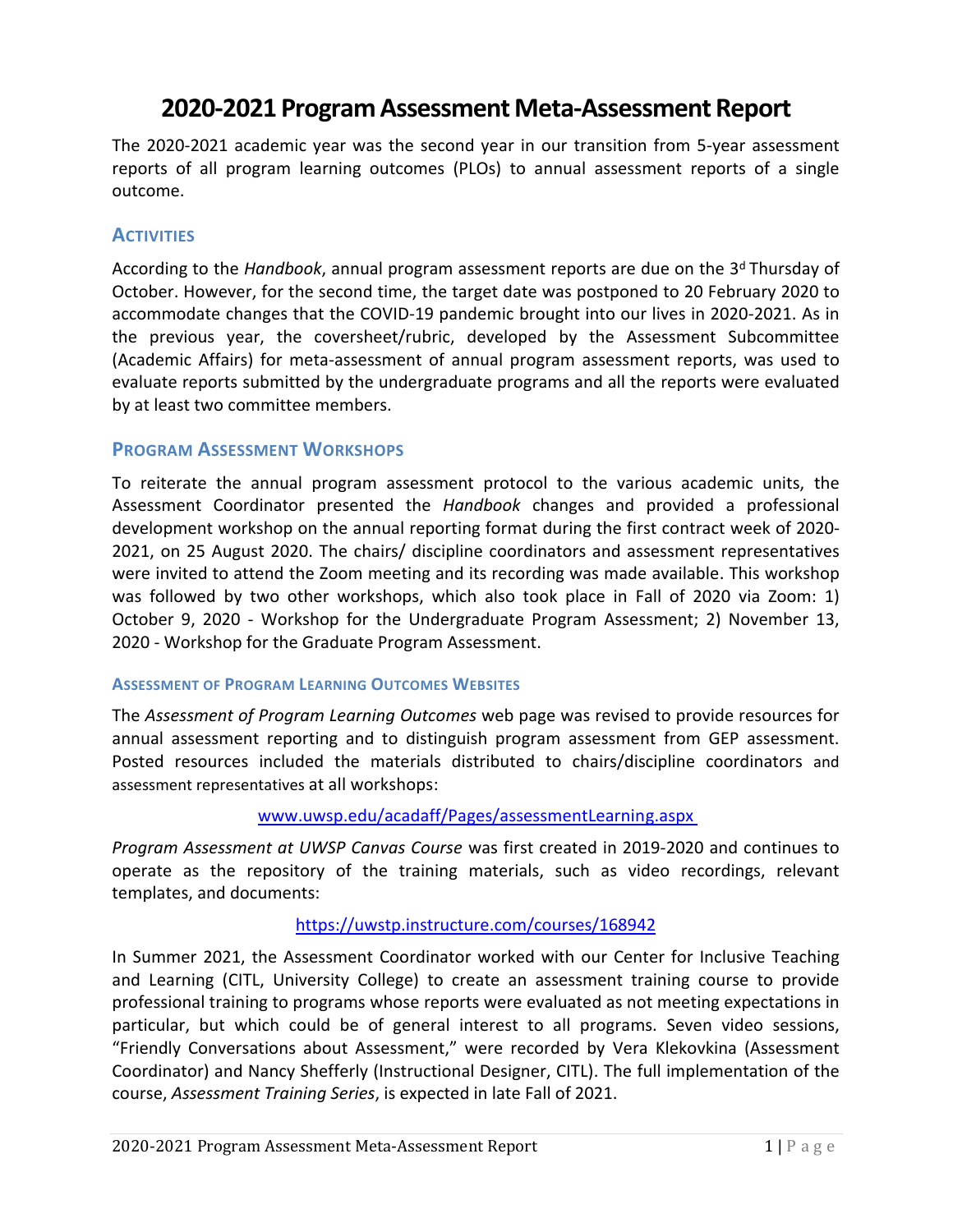# 2020-2021 Program Assessment Meta-Assessment Report

The 2020-2021 academic year was the second year in our transition from 5-year assessment reports of all program learning outcomes (PLOs) to annual assessment reports of a single outcome.

## Activities

According to the *Handbook*, annual program assessment reports are due on the 3d Thursday of October. However, for the second time, the target date was postponed to 20 February 2020 to accommodate changes that the COVID-19 pandemic brought into our lives in 2020-2021. As in the previous year, the coversheet/rubric, developed by the Assessment Subcommittee (Academic Affairs) for meta-assessment of annual program assessment reports, was used to evaluate reports submitted by the undergraduate programs and all the reports were evaluated by at least two committee members.

## Program Assessment Workshops

To reiterate the annual program assessment protocol to the various academic units, the Assessment Coordinator presented the *Handbook* changes and provided a professional development workshop on the annual reporting format during the first contract week of 2020-2021, on 25 August 2020. The chairs/ discipline coordinators and assessment representatives were invited to attend the Zoom meeting and its recording was made available. This workshop was followed by two other workshops, which also took place in Fall of 2020 via Zoom: 1) October 9, 2020 - Workshop for the Undergraduate Program Assessment; 2) November 13, 2020 - Workshop for the Graduate Program Assessment.

### Assessment of Program Learning Outcomes Websites

The *Assessment of Program Learning Outcomes* web page was revised to provide resources for annual assessment reporting and to distinguish program assessment from GEP assessment. Posted resources included the materials distributed to chairs/discipline coordinators and assessment representatives at all workshops:

www.uwsp.edu/acadaff/Pages/assessmentLearning.aspx

*Program Assessment at UWSP Canvas Course* was first created in 2019-2020 and continues to operate as the repository of the training materials, such as video recordings, relevant templates, and documents:

https://uwstp.instructure.com/courses/168942

In Summer 2021, the Assessment Coordinator worked with our Center for Inclusive Teaching and Learning (CITL, University College) to create an assessment training course to provide professional training to programs whose reports were evaluated as not meeting expectations in particular, but which could be of general interest to all programs. Seven video sessions, "Friendly Conversations about Assessment," were recorded by Vera Klekovkina (Assessment Coordinator) and Nancy Shefferly (Instructional Designer, CITL). The full implementation of the course, *Assessment Training Series*, is expected in late Fall of 2021.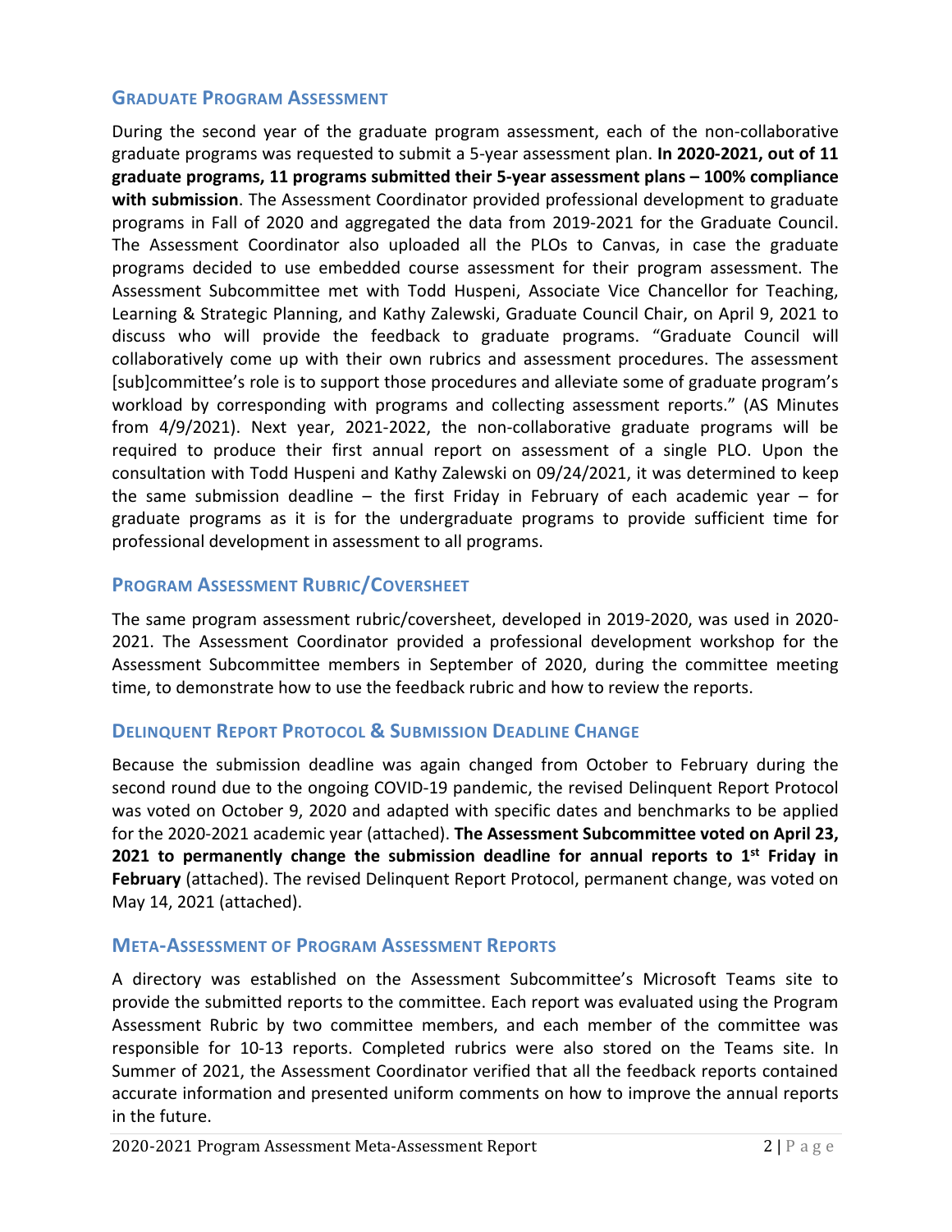## Graduate Program Assessment

During the second year of the graduate program assessment, each of the non-collaborative graduate programs was requested to submit a 5-year assessment plan. **In 2020-2021, out of 11 graduate programs, 11 programs submitted their 5-year assessment plans – 100% compliance with submission**. The Assessment Coordinator provided professional development to graduate programs in Fall of 2020 and aggregated the data from 2019-2021 for the Graduate Council. The Assessment Coordinator also uploaded all the PLOs to Canvas, in case the graduate programs decided to use embedded course assessment for their program assessment. The Assessment Subcommittee met with Todd Huspeni, Associate Vice Chancellor for Teaching, Learning & Strategic Planning, and Kathy Zalewski, Graduate Council Chair, on April 9, 2021 to discuss who will provide the feedback to graduate programs. "Graduate Council will collaboratively come up with their own rubrics and assessment procedures. The assessment [sub]committee's role is to support those procedures and alleviate some of graduate program's workload by corresponding with programs and collecting assessment reports." (AS Minutes from 4/9/2021). Next year, 2021-2022, the non-collaborative graduate programs will be required to produce their first annual report on assessment of a single PLO. Upon the consultation with Todd Huspeni and Kathy Zalewski on 09/24/2021, it was determined to keep the same submission deadline – the first Friday in February of each academic year – for graduate programs as it is for the undergraduate programs to provide sufficient time for professional development in assessment to all programs.

## Program Assessment Rubric/Coversheet

The same program assessment rubric/coversheet, developed in 2019-2020, was used in 2020-2021. The Assessment Coordinator provided a professional development workshop for the Assessment Subcommittee members in September of 2020, during the committee meeting time, to demonstrate how to use the feedback rubric and how to review the reports.

## Delinquent Report Protocol & Submission Deadline Change

Because the submission deadline was again changed from October to February during the second round due to the ongoing COVID-19 pandemic, the revised Delinquent Report Protocol was voted on October 9, 2020 and adapted with specific dates and benchmarks to be applied for the 2020-2021 academic year (attached). **The Assessment Subcommittee voted on April 23, 2021 to permanently change the submission deadline for annual reports to 1st Friday in February** (attached). The revised Delinquent Report Protocol, permanent change, was voted on May 14, 2021 (attached).

## Meta-Assessment of Program Assessment Reports

A directory was established on the Assessment Subcommittee's Microsoft Teams site to provide the submitted reports to the committee. Each report was evaluated using the Program Assessment Rubric by two committee members, and each member of the committee was responsible for 10-13 reports. Completed rubrics were also stored on the Teams site. In Summer of 2021, the Assessment Coordinator verified that all the feedback reports contained accurate information and presented uniform comments on how to improve the annual reports in the future.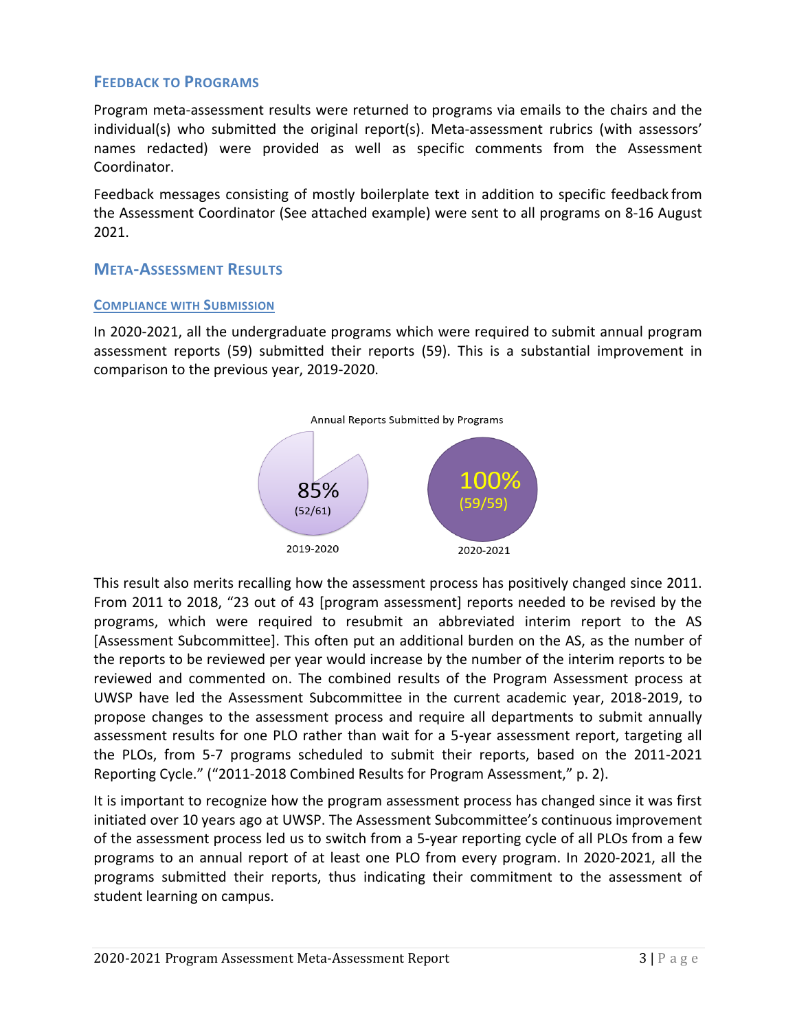## Feedback to Programs

Program meta-assessment results were returned to programs via emails to the chairs and the individual(s) who submitted the original report(s). Meta-assessment rubrics (with assessors' names redacted) were provided as well as specific comments from the Assessment Coordinator.

Feedback messages consisting of mostly boilerplate text in addition to specific feedback from the Assessment Coordinator (See attached example) were sent to all programs on 8-16 August 2021.

## Meta-Assessment Results

### Compliance with Submission

In 2020-2021, all the undergraduate programs which were required to submit annual program assessment reports (59) submitted their reports (59). This is a substantial improvement in comparison to the previous year, 2019-2020.

Annual Reports Submitted by Programs

85% (52/61)

2019-2020

100% (59/59)

2020-2021

This result also merits recalling how the assessment process has positively changed since 2011. From 2011 to 2018, "23 out of 43 [program assessment] reports needed to be revised by the programs, which were required to resubmit an abbreviated interim report to the AS [Assessment Subcommittee]. This often put an additional burden on the AS, as the number of the reports to be reviewed per year would increase by the number of the interim reports to be reviewed and commented on. The combined results of the Program Assessment process at UWSP have led the Assessment Subcommittee in the current academic year, 2018-2019, to propose changes to the assessment process and require all departments to submit annually assessment results for one PLO rather than wait for a 5-year assessment report, targeting all the PLOs, from 5-7 programs scheduled to submit their reports, based on the 2011-2021 Reporting Cycle." ("2011-2018 Combined Results for Program Assessment," p. 2).

It is important to recognize how the program assessment process has changed since it was first initiated over 10 years ago at UWSP. The Assessment Subcommittee's continuous improvement of the assessment process led us to switch from a 5-year reporting cycle of all PLOs from a few programs to an annual report of at least one PLO from every program. In 2020-2021, all the programs submitted their reports, thus indicating their commitment to the assessment of student learning on campus.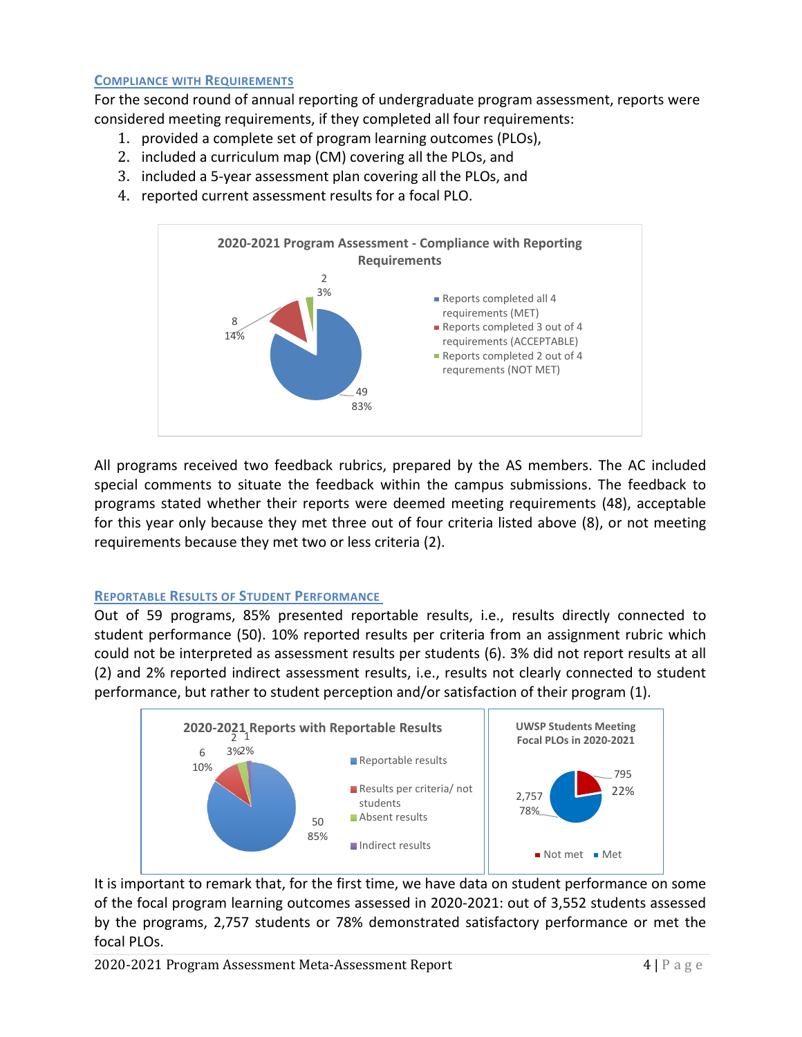## Compliance with Requirements

For the second round of annual reporting of undergraduate program assessment, reports were considered meeting requirements, if they completed all four requirements:

1. provided a complete set of program learning outcomes (PLOs),
2. included a curriculum map (CM) covering all the PLOs, and
3. included a 5-year assessment plan covering all the PLOs, and
4. reported current assessment results for a focal PLO.

**2020-2021 Program Assessment - Compliance with Reporting Requirements**

| Category | Count | Percent |
| --- | --- | --- |
| Reports completed all 4 requirements (MET) | 49 | 83% |
| Reports completed 3 out of 4 requirements (ACCEPTABLE) | 8 | 14% |
| Reports completed 2 out of 4 requrements (NOT MET) | 2 | 3% |

All programs received two feedback rubrics, prepared by the AS members. The AC included special comments to situate the feedback within the campus submissions. The feedback to programs stated whether their reports were deemed meeting requirements (48), acceptable for this year only because they met three out of four criteria listed above (8), or not meeting requirements because they met two or less criteria (2).

## Reportable Results of Student Performance

Out of 59 programs, 85% presented reportable results, i.e., results directly connected to student performance (50). 10% reported results per criteria from an assignment rubric which could not be interpreted as assessment results per students (6). 3% did not report results at all (2) and 2% reported indirect assessment results, i.e., results not clearly connected to student performance, but rather to student perception and/or satisfaction of their program (1).

**2020-2021 Reports with Reportable Results**

| Category | Count | Percent |
| --- | --- | --- |
| Reportable results | 50 | 85% |
| Results per criteria/ not students | 6 | 10% |
| Absent results | 2 | 3% |
| Indirect results | 1 | 2% |

**UWSP Students Meeting Focal PLOs in 2020-2021**

| Category | Count | Percent |
| --- | --- | --- |
| Not met | 795 | 22% |
| Met | 2,757 | 78% |

It is important to remark that, for the first time, we have data on student performance on some of the focal program learning outcomes assessed in 2020-2021: out of 3,552 students assessed by the programs, 2,757 students or 78% demonstrated satisfactory performance or met the focal PLOs.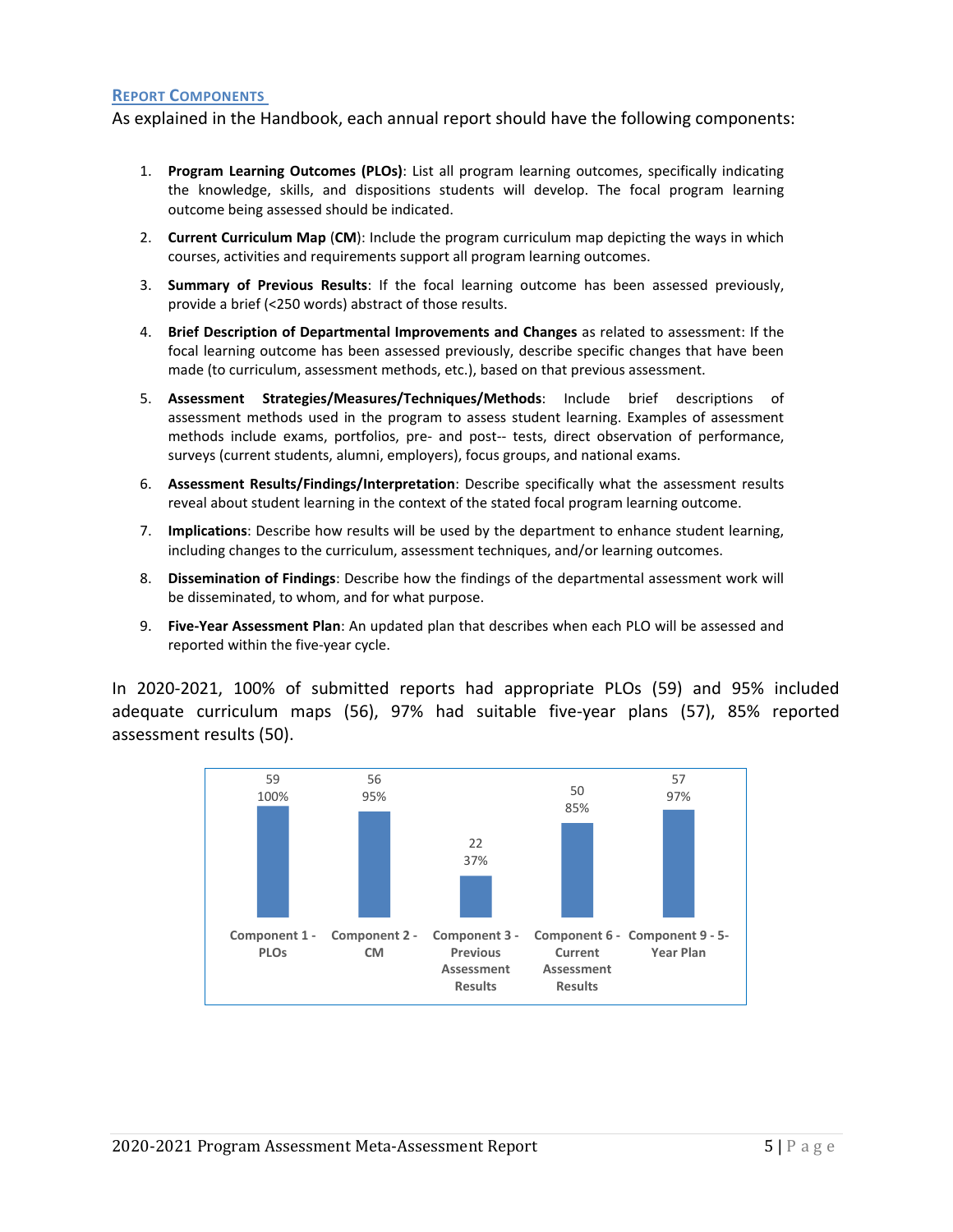## Report Components

As explained in the Handbook, each annual report should have the following components:

1. **Program Learning Outcomes (PLOs)**: List all program learning outcomes, specifically indicating the knowledge, skills, and dispositions students will develop. The focal program learning outcome being assessed should be indicated.
2. **Current Curriculum Map** (**CM**): Include the program curriculum map depicting the ways in which courses, activities and requirements support all program learning outcomes.
3. **Summary of Previous Results**: If the focal learning outcome has been assessed previously, provide a brief (<250 words) abstract of those results.
4. **Brief Description of Departmental Improvements and Changes** as related to assessment: If the focal learning outcome has been assessed previously, describe specific changes that have been made (to curriculum, assessment methods, etc.), based on that previous assessment.
5. **Assessment Strategies/Measures/Techniques/Methods**: Include brief descriptions of assessment methods used in the program to assess student learning. Examples of assessment methods include exams, portfolios, pre- and post-- tests, direct observation of performance, surveys (current students, alumni, employers), focus groups, and national exams.
6. **Assessment Results/Findings/Interpretation**: Describe specifically what the assessment results reveal about student learning in the context of the stated focal program learning outcome.
7. **Implications**: Describe how results will be used by the department to enhance student learning, including changes to the curriculum, assessment techniques, and/or learning outcomes.
8. **Dissemination of Findings**: Describe how the findings of the departmental assessment work will be disseminated, to whom, and for what purpose.
9. **Five-Year Assessment Plan**: An updated plan that describes when each PLO will be assessed and reported within the five-year cycle.

In 2020-2021, 100% of submitted reports had appropriate PLOs (59) and 95% included adequate curriculum maps (56), 97% had suitable five-year plans (57), 85% reported assessment results (50).

| Component | Count | Percent |
| --- | --- | --- |
| Component 1 - PLOs | 59 | 100% |
| Component 2 - CM | 56 | 95% |
| Component 3 - Previous Assessment Results | 22 | 37% |
| Component 6 - Current Assessment Results | 50 | 85% |
| Component 9 - 5-Year Plan | 57 | 97% |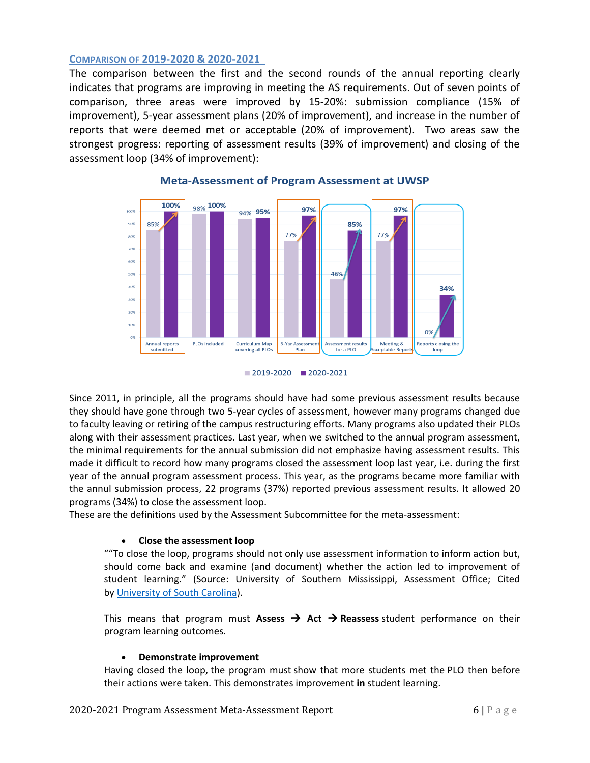## Comparison of 2019-2020 & 2020-2021

The comparison between the first and the second rounds of the annual reporting clearly indicates that programs are improving in meeting the AS requirements. Out of seven points of comparison, three areas were improved by 15-20%: submission compliance (15% of improvement), 5-year assessment plans (20% of improvement), and increase in the number of reports that were deemed met or acceptable (20% of improvement). Two areas saw the strongest progress: reporting of assessment results (39% of improvement) and closing of the assessment loop (34% of improvement):

**Meta-Assessment of Program Assessment at UWSP**

| | 2019-2020 | 2020-2021 |
|---|---|---|
| Annual reports submitted | 85% | 100% |
| PLOs included | 98% | 100% |
| Curriculum Map covering all PLOs | 94% | 95% |
| 5-Yar Assessment Plan | 77% | 97% |
| Assessment results for a PLO | 46% | 85% |
| Meeting & Acceptable Reports | 77% | 97% |
| Reports closing the loop | 0% | 34% |

Since 2011, in principle, all the programs should have had some previous assessment results because they should have gone through two 5-year cycles of assessment, however many programs changed due to faculty leaving or retiring of the campus restructuring efforts. Many programs also updated their PLOs along with their assessment practices. Last year, when we switched to the annual program assessment, the minimal requirements for the annual submission did not emphasize having assessment results. This made it difficult to record how many programs closed the assessment loop last year, i.e. during the first year of the annual program assessment process. This year, as the programs became more familiar with the annul submission process, 22 programs (37%) reported previous assessment results. It allowed 20 programs (34%) to close the assessment loop.

These are the definitions used by the Assessment Subcommittee for the meta-assessment:

- **Close the assessment loop**

""To close the loop, programs should not only use assessment information to inform action but, should come back and examine (and document) whether the action led to improvement of student learning." (Source: University of Southern Mississippi, Assessment Office; Cited by University of South Carolina).

This means that program must **Assess** → **Act** → **Reassess** student performance on their program learning outcomes.

- **Demonstrate improvement**

Having closed the loop, the program must show that more students met the PLO then before their actions were taken. This demonstrates improvement **in** student learning.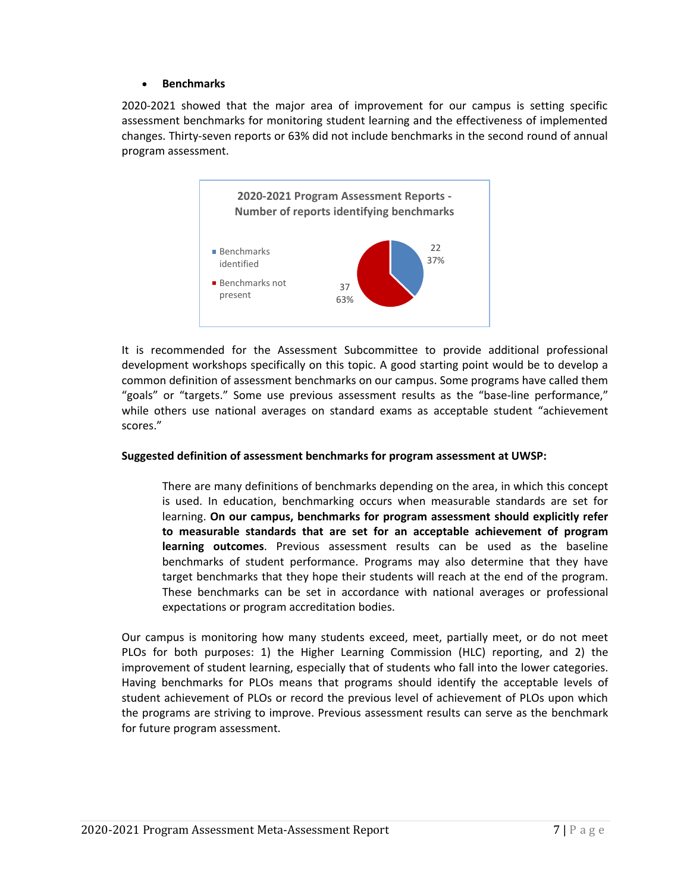- **Benchmarks**

2020-2021 showed that the major area of improvement for our campus is setting specific assessment benchmarks for monitoring student learning and the effectiveness of implemented changes. Thirty-seven reports or 63% did not include benchmarks in the second round of annual program assessment.

**2020-2021 Program Assessment Reports - Number of reports identifying benchmarks**

| Category | Number | Percent |
|---|---|---|
| Benchmarks identified | 22 | 37% |
| Benchmarks not present | 37 | 63% |

It is recommended for the Assessment Subcommittee to provide additional professional development workshops specifically on this topic. A good starting point would be to develop a common definition of assessment benchmarks on our campus. Some programs have called them "goals" or "targets." Some use previous assessment results as the "base-line performance," while others use national averages on standard exams as acceptable student "achievement scores."

**Suggested definition of assessment benchmarks for program assessment at UWSP:**

> There are many definitions of benchmarks depending on the area, in which this concept is used. In education, benchmarking occurs when measurable standards are set for learning. **On our campus, benchmarks for program assessment should explicitly refer to measurable standards that are set for an acceptable achievement of program learning outcomes**. Previous assessment results can be used as the baseline benchmarks of student performance. Programs may also determine that they have target benchmarks that they hope their students will reach at the end of the program. These benchmarks can be set in accordance with national averages or professional expectations or program accreditation bodies.

Our campus is monitoring how many students exceed, meet, partially meet, or do not meet PLOs for both purposes: 1) the Higher Learning Commission (HLC) reporting, and 2) the improvement of student learning, especially that of students who fall into the lower categories. Having benchmarks for PLOs means that programs should identify the acceptable levels of student achievement of PLOs or record the previous level of achievement of PLOs upon which the programs are striving to improve. Previous assessment results can serve as the benchmark for future program assessment.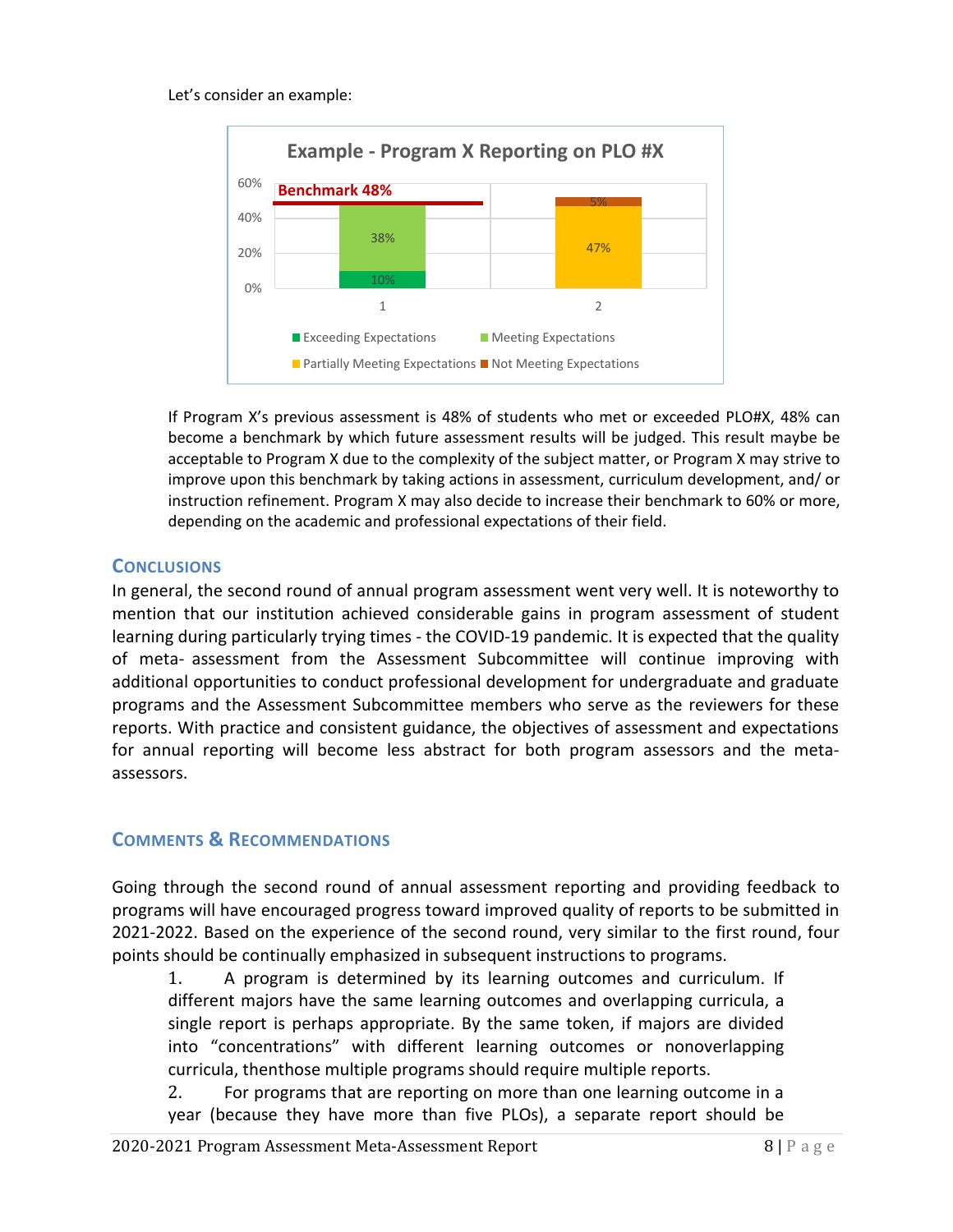Let's consider an example:

**Example - Program X Reporting on PLO #X**

| | Exceeding Expectations | Meeting Expectations | Partially Meeting Expectations | Not Meeting Expectations |
|---|---|---|---|---|
| 1 | 10% | 38% | | |
| 2 | | | 47% | 5% |

Benchmark 48%

If Program X's previous assessment is 48% of students who met or exceeded PLO#X, 48% can become a benchmark by which future assessment results will be judged. This result maybe be acceptable to Program X due to the complexity of the subject matter, or Program X may strive to improve upon this benchmark by taking actions in assessment, curriculum development, and/ or instruction refinement. Program X may also decide to increase their benchmark to 60% or more, depending on the academic and professional expectations of their field.

## Conclusions

In general, the second round of annual program assessment went very well. It is noteworthy to mention that our institution achieved considerable gains in program assessment of student learning during particularly trying times - the COVID-19 pandemic. It is expected that the quality of meta- assessment from the Assessment Subcommittee will continue improving with additional opportunities to conduct professional development for undergraduate and graduate programs and the Assessment Subcommittee members who serve as the reviewers for these reports. With practice and consistent guidance, the objectives of assessment and expectations for annual reporting will become less abstract for both program assessors and the meta-assessors.

## Comments & Recommendations

Going through the second round of annual assessment reporting and providing feedback to programs will have encouraged progress toward improved quality of reports to be submitted in 2021-2022. Based on the experience of the second round, very similar to the first round, four points should be continually emphasized in subsequent instructions to programs.

1. A program is determined by its learning outcomes and curriculum. If different majors have the same learning outcomes and overlapping curricula, a single report is perhaps appropriate. By the same token, if majors are divided into "concentrations" with different learning outcomes or nonoverlapping curricula, thenthose multiple programs should require multiple reports.
2. For programs that are reporting on more than one learning outcome in a year (because they have more than five PLOs), a separate report should be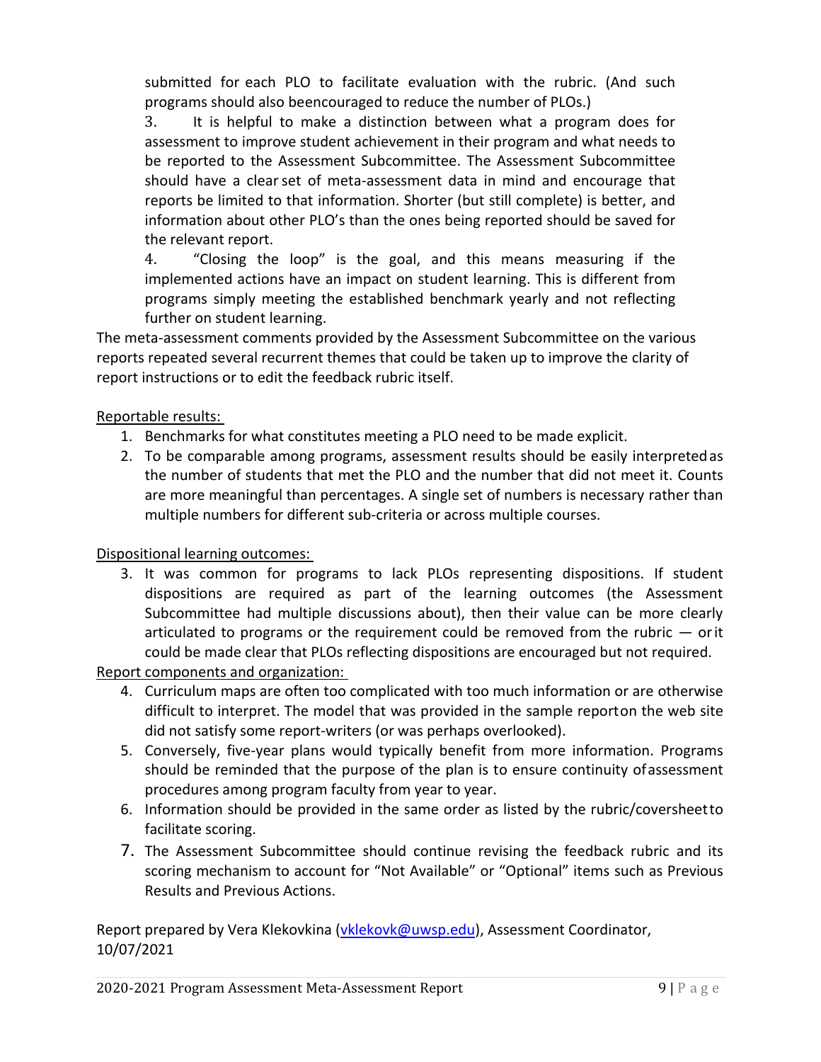submitted for each PLO to facilitate evaluation with the rubric. (And such programs should also beencouraged to reduce the number of PLOs.)

3. It is helpful to make a distinction between what a program does for assessment to improve student achievement in their program and what needs to be reported to the Assessment Subcommittee. The Assessment Subcommittee should have a clear set of meta-assessment data in mind and encourage that reports be limited to that information. Shorter (but still complete) is better, and information about other PLO's than the ones being reported should be saved for the relevant report.

4. "Closing the loop" is the goal, and this means measuring if the implemented actions have an impact on student learning. This is different from programs simply meeting the established benchmark yearly and not reflecting further on student learning.

The meta-assessment comments provided by the Assessment Subcommittee on the various reports repeated several recurrent themes that could be taken up to improve the clarity of report instructions or to edit the feedback rubric itself.

<u>Reportable results:</u>

1. Benchmarks for what constitutes meeting a PLO need to be made explicit.
2. To be comparable among programs, assessment results should be easily interpretedas the number of students that met the PLO and the number that did not meet it. Counts are more meaningful than percentages. A single set of numbers is necessary rather than multiple numbers for different sub-criteria or across multiple courses.

<u>Dispositional learning outcomes:</u>

3. It was common for programs to lack PLOs representing dispositions. If student dispositions are required as part of the learning outcomes (the Assessment Subcommittee had multiple discussions about), then their value can be more clearly articulated to programs or the requirement could be removed from the rubric — orit could be made clear that PLOs reflecting dispositions are encouraged but not required.

<u>Report components and organization:</u>

4. Curriculum maps are often too complicated with too much information or are otherwise difficult to interpret. The model that was provided in the sample reporton the web site did not satisfy some report-writers (or was perhaps overlooked).
5. Conversely, five-year plans would typically benefit from more information. Programs should be reminded that the purpose of the plan is to ensure continuity ofassessment procedures among program faculty from year to year.
6. Information should be provided in the same order as listed by the rubric/coversheetto facilitate scoring.
7. The Assessment Subcommittee should continue revising the feedback rubric and its scoring mechanism to account for "Not Available" or "Optional" items such as Previous Results and Previous Actions.

Report prepared by Vera Klekovkina (vklekovk@uwsp.edu), Assessment Coordinator, 10/07/2021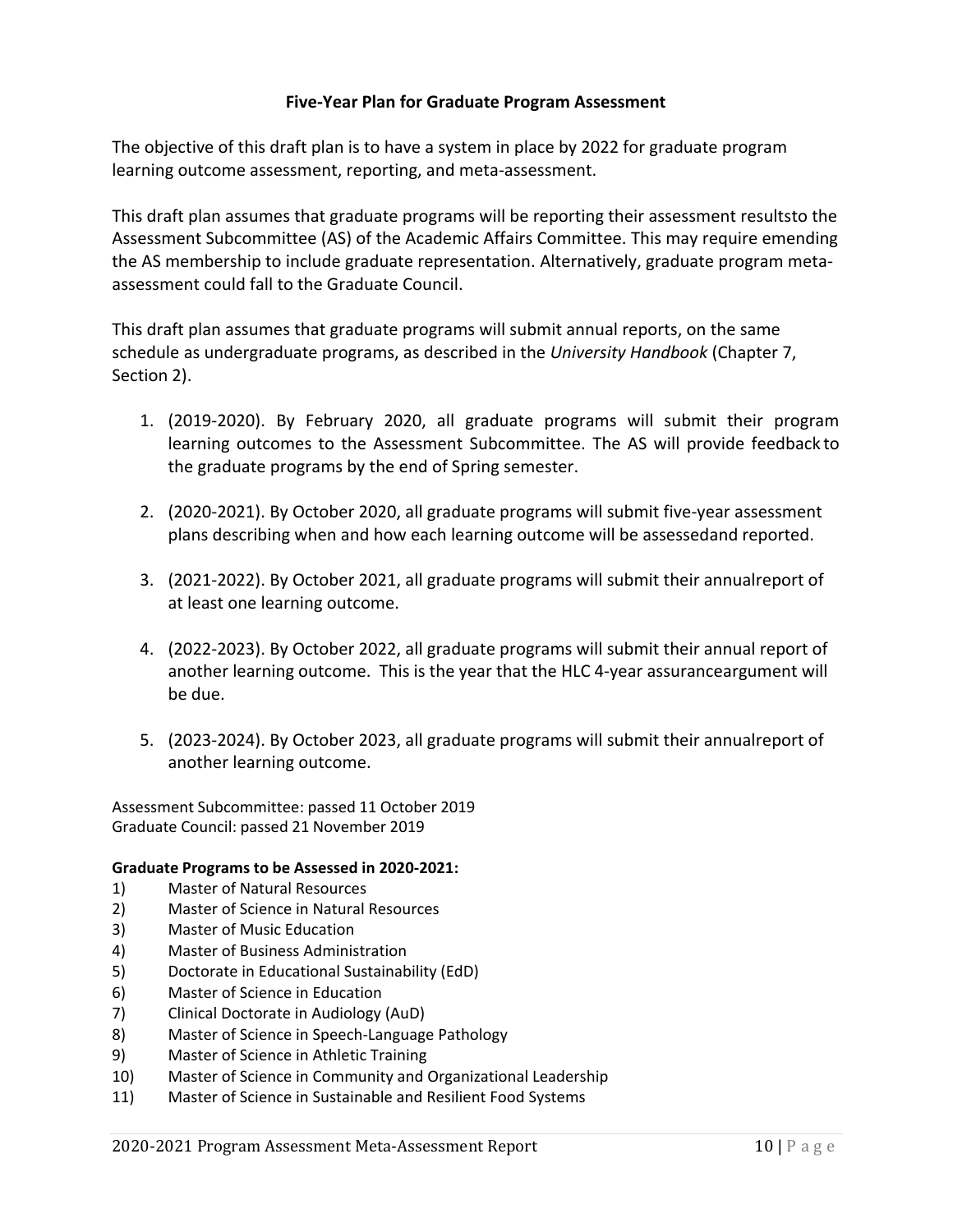## Five-Year Plan for Graduate Program Assessment

The objective of this draft plan is to have a system in place by 2022 for graduate program learning outcome assessment, reporting, and meta-assessment.

This draft plan assumes that graduate programs will be reporting their assessment resultsto the Assessment Subcommittee (AS) of the Academic Affairs Committee. This may require emending the AS membership to include graduate representation. Alternatively, graduate program meta-assessment could fall to the Graduate Council.

This draft plan assumes that graduate programs will submit annual reports, on the same schedule as undergraduate programs, as described in the *University Handbook* (Chapter 7, Section 2).

1. (2019-2020). By February 2020, all graduate programs will submit their program learning outcomes to the Assessment Subcommittee. The AS will provide feedback to the graduate programs by the end of Spring semester.

2. (2020-2021). By October 2020, all graduate programs will submit five-year assessment plans describing when and how each learning outcome will be assessedand reported.

3. (2021-2022). By October 2021, all graduate programs will submit their annualreport of at least one learning outcome.

4. (2022-2023). By October 2022, all graduate programs will submit their annual report of another learning outcome. This is the year that the HLC 4-year assuranceargument will be due.

5. (2023-2024). By October 2023, all graduate programs will submit their annualreport of another learning outcome.

Assessment Subcommittee: passed 11 October 2019
Graduate Council: passed 21 November 2019

**Graduate Programs to be Assessed in 2020-2021:**

1) Master of Natural Resources
2) Master of Science in Natural Resources
3) Master of Music Education
4) Master of Business Administration
5) Doctorate in Educational Sustainability (EdD)
6) Master of Science in Education
7) Clinical Doctorate in Audiology (AuD)
8) Master of Science in Speech-Language Pathology
9) Master of Science in Athletic Training
10) Master of Science in Community and Organizational Leadership
11) Master of Science in Sustainable and Resilient Food Systems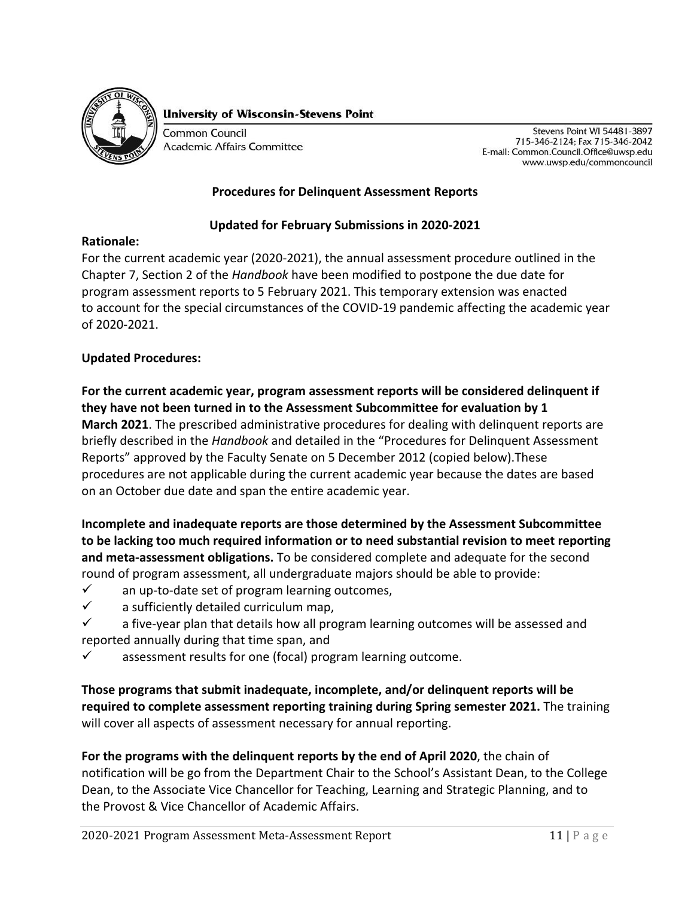**University of Wisconsin-Stevens Point**

Common Council
Academic Affairs Committee

Stevens Point WI 54481-3897
715-346-2124; Fax 715-346-2042
E-mail: Common.Council.Office@uwsp.edu
www.uwsp.edu/commoncouncil

## Procedures for Delinquent Assessment Reports

### Updated for February Submissions in 2020-2021

**Rationale:**

For the current academic year (2020-2021), the annual assessment procedure outlined in the Chapter 7, Section 2 of the *Handbook* have been modified to postpone the due date for program assessment reports to 5 February 2021. This temporary extension was enacted to account for the special circumstances of the COVID-19 pandemic affecting the academic year of 2020-2021.

**Updated Procedures:**

**For the current academic year, program assessment reports will be considered delinquent if they have not been turned in to the Assessment Subcommittee for evaluation by 1 March 2021**. The prescribed administrative procedures for dealing with delinquent reports are briefly described in the *Handbook* and detailed in the "Procedures for Delinquent Assessment Reports" approved by the Faculty Senate on 5 December 2012 (copied below).These procedures are not applicable during the current academic year because the dates are based on an October due date and span the entire academic year.

**Incomplete and inadequate reports are those determined by the Assessment Subcommittee to be lacking too much required information or to need substantial revision to meet reporting and meta-assessment obligations.** To be considered complete and adequate for the second round of program assessment, all undergraduate majors should be able to provide:

- ✓ an up-to-date set of program learning outcomes,
- ✓ a sufficiently detailed curriculum map,
- ✓ a five-year plan that details how all program learning outcomes will be assessed and reported annually during that time span, and
- ✓ assessment results for one (focal) program learning outcome.

**Those programs that submit inadequate, incomplete, and/or delinquent reports will be required to complete assessment reporting training during Spring semester 2021.** The training will cover all aspects of assessment necessary for annual reporting.

**For the programs with the delinquent reports by the end of April 2020**, the chain of notification will be go from the Department Chair to the School's Assistant Dean, to the College Dean, to the Associate Vice Chancellor for Teaching, Learning and Strategic Planning, and to the Provost & Vice Chancellor of Academic Affairs.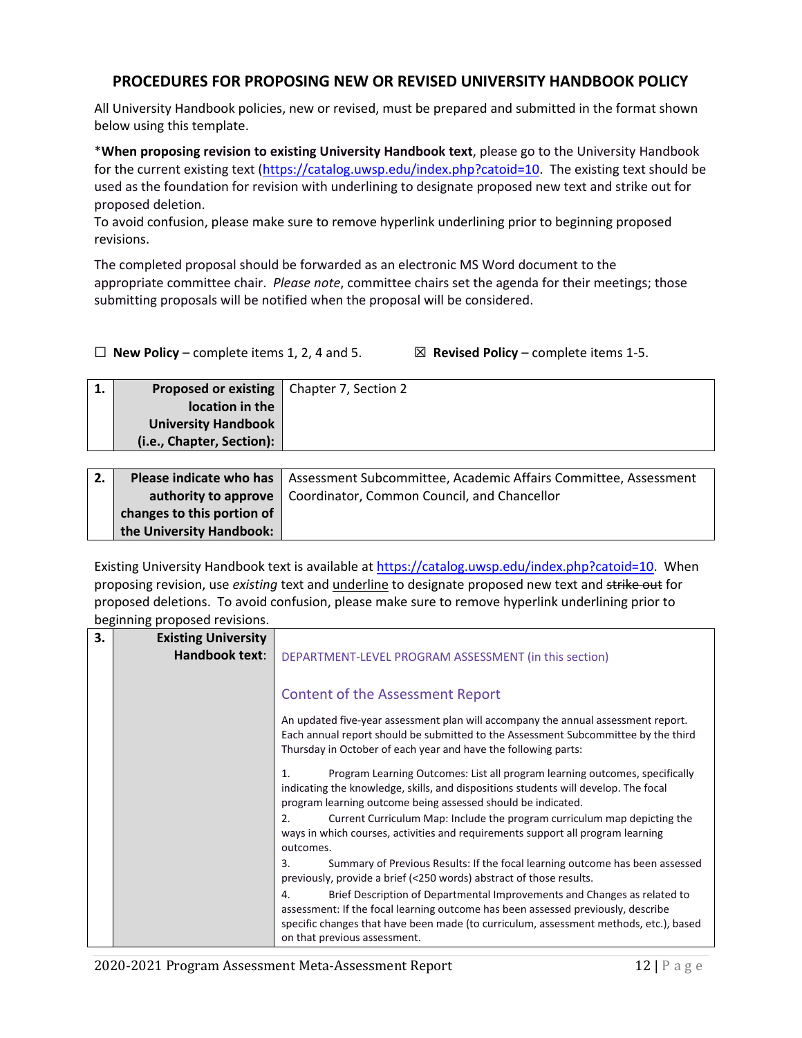## PROCEDURES FOR PROPOSING NEW OR REVISED UNIVERSITY HANDBOOK POLICY

All University Handbook policies, new or revised, must be prepared and submitted in the format shown below using this template.

***When proposing revision to existing University Handbook text**, please go to the University Handbook for the current existing text (https://catalog.uwsp.edu/index.php?catoid=10. The existing text should be used as the foundation for revision with underlining to designate proposed new text and strike out for proposed deletion.
To avoid confusion, please make sure to remove hyperlink underlining prior to beginning proposed revisions.

The completed proposal should be forwarded as an electronic MS Word document to the appropriate committee chair. *Please note*, committee chairs set the agenda for their meetings; those submitting proposals will be notified when the proposal will be considered.

☐ **New Policy** – complete items 1, 2, 4 and 5. ☒ **Revised Policy** – complete items 1-5.

| | | |
|---|---|---|
| **1.** | **Proposed or existing location in the University Handbook (i.e., Chapter, Section):** | Chapter 7, Section 2 |

| | | |
|---|---|---|
| **2.** | **Please indicate who has authority to approve changes to this portion of the University Handbook:** | Assessment Subcommittee, Academic Affairs Committee, Assessment Coordinator, Common Council, and Chancellor |

Existing University Handbook text is available at https://catalog.uwsp.edu/index.php?catoid=10. When proposing revision, use *existing* text and underline to designate proposed new text and ~~strike out~~ for proposed deletions. To avoid confusion, please make sure to remove hyperlink underlining prior to beginning proposed revisions.

| | | |
|---|---|---|
| **3.** | **Existing University Handbook text:** | DEPARTMENT-LEVEL PROGRAM ASSESSMENT (in this section)<br><br>**Content of the Assessment Report**<br><br>An updated five-year assessment plan will accompany the annual assessment report. Each annual report should be submitted to the Assessment Subcommittee by the third Thursday in October of each year and have the following parts:<br><br>1. Program Learning Outcomes: List all program learning outcomes, specifically indicating the knowledge, skills, and dispositions students will develop. The focal program learning outcome being assessed should be indicated.<br>2. Current Curriculum Map: Include the program curriculum map depicting the ways in which courses, activities and requirements support all program learning outcomes.<br>3. Summary of Previous Results: If the focal learning outcome has been assessed previously, provide a brief (<250 words) abstract of those results.<br>4. Brief Description of Departmental Improvements and Changes as related to assessment: If the focal learning outcome has been assessed previously, describe specific changes that have been made (to curriculum, assessment methods, etc.), based on that previous assessment. |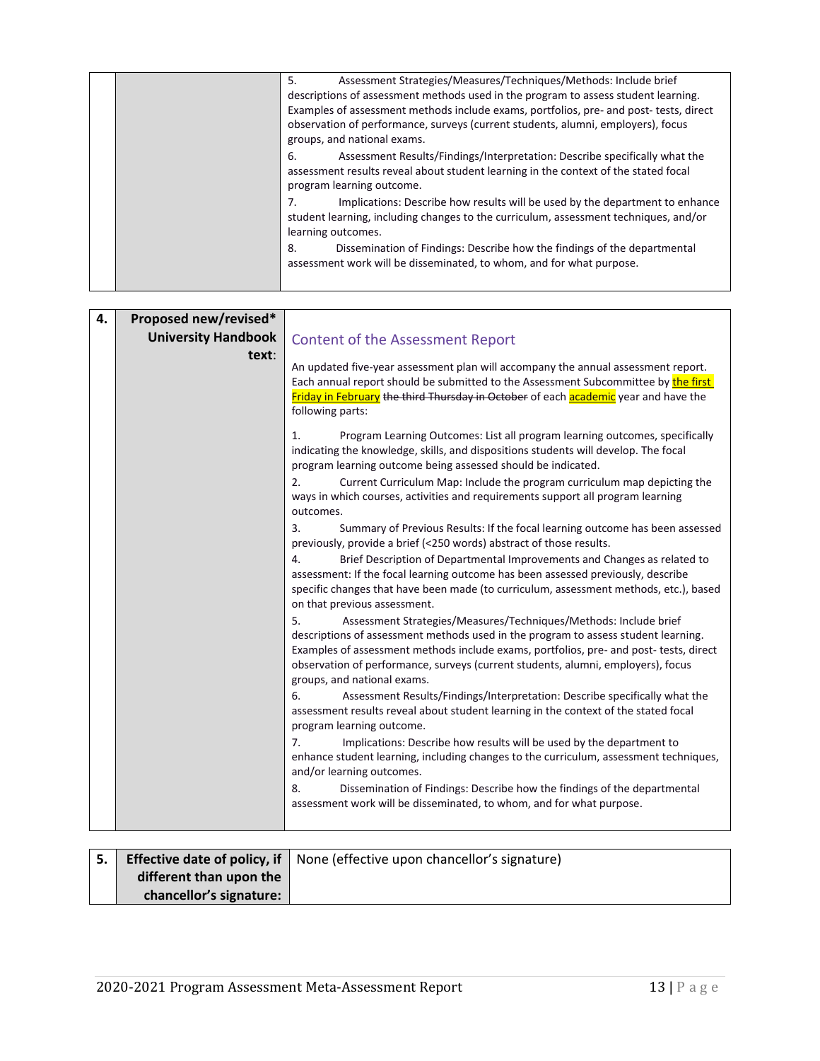| | | |
|---|---|---|
| | | 5. Assessment Strategies/Measures/Techniques/Methods: Include brief descriptions of assessment methods used in the program to assess student learning. Examples of assessment methods include exams, portfolios, pre- and post- tests, direct observation of performance, surveys (current students, alumni, employers), focus groups, and national exams.<br><br>6. Assessment Results/Findings/Interpretation: Describe specifically what the assessment results reveal about student learning in the context of the stated focal program learning outcome.<br><br>7. Implications: Describe how results will be used by the department to enhance student learning, including changes to the curriculum, assessment techniques, and/or learning outcomes.<br><br>8. Dissemination of Findings: Describe how the findings of the departmental assessment work will be disseminated, to whom, and for what purpose. |

| | | |
|---|---|---|
| **4.** | **Proposed new/revised* University Handbook text:** | **Content of the Assessment Report**<br><br>An updated five-year assessment plan will accompany the annual assessment report. Each annual report should be submitted to the Assessment Subcommittee by the first Friday in February ~~the third Thursday in October~~ of each academic year and have the following parts:<br><br>1. Program Learning Outcomes: List all program learning outcomes, specifically indicating the knowledge, skills, and dispositions students will develop. The focal program learning outcome being assessed should be indicated.<br><br>2. Current Curriculum Map: Include the program curriculum map depicting the ways in which courses, activities and requirements support all program learning outcomes.<br><br>3. Summary of Previous Results: If the focal learning outcome has been assessed previously, provide a brief (<250 words) abstract of those results.<br><br>4. Brief Description of Departmental Improvements and Changes as related to assessment: If the focal learning outcome has been assessed previously, describe specific changes that have been made (to curriculum, assessment methods, etc.), based on that previous assessment.<br><br>5. Assessment Strategies/Measures/Techniques/Methods: Include brief descriptions of assessment methods used in the program to assess student learning. Examples of assessment methods include exams, portfolios, pre- and post- tests, direct observation of performance, surveys (current students, alumni, employers), focus groups, and national exams.<br><br>6. Assessment Results/Findings/Interpretation: Describe specifically what the assessment results reveal about student learning in the context of the stated focal program learning outcome.<br><br>7. Implications: Describe how results will be used by the department to enhance student learning, including changes to the curriculum, assessment techniques, and/or learning outcomes.<br><br>8. Dissemination of Findings: Describe how the findings of the departmental assessment work will be disseminated, to whom, and for what purpose. |

| | | |
|---|---|---|
| **5.** | **Effective date of policy, if different than upon the chancellor's signature:** | None (effective upon chancellor's signature) |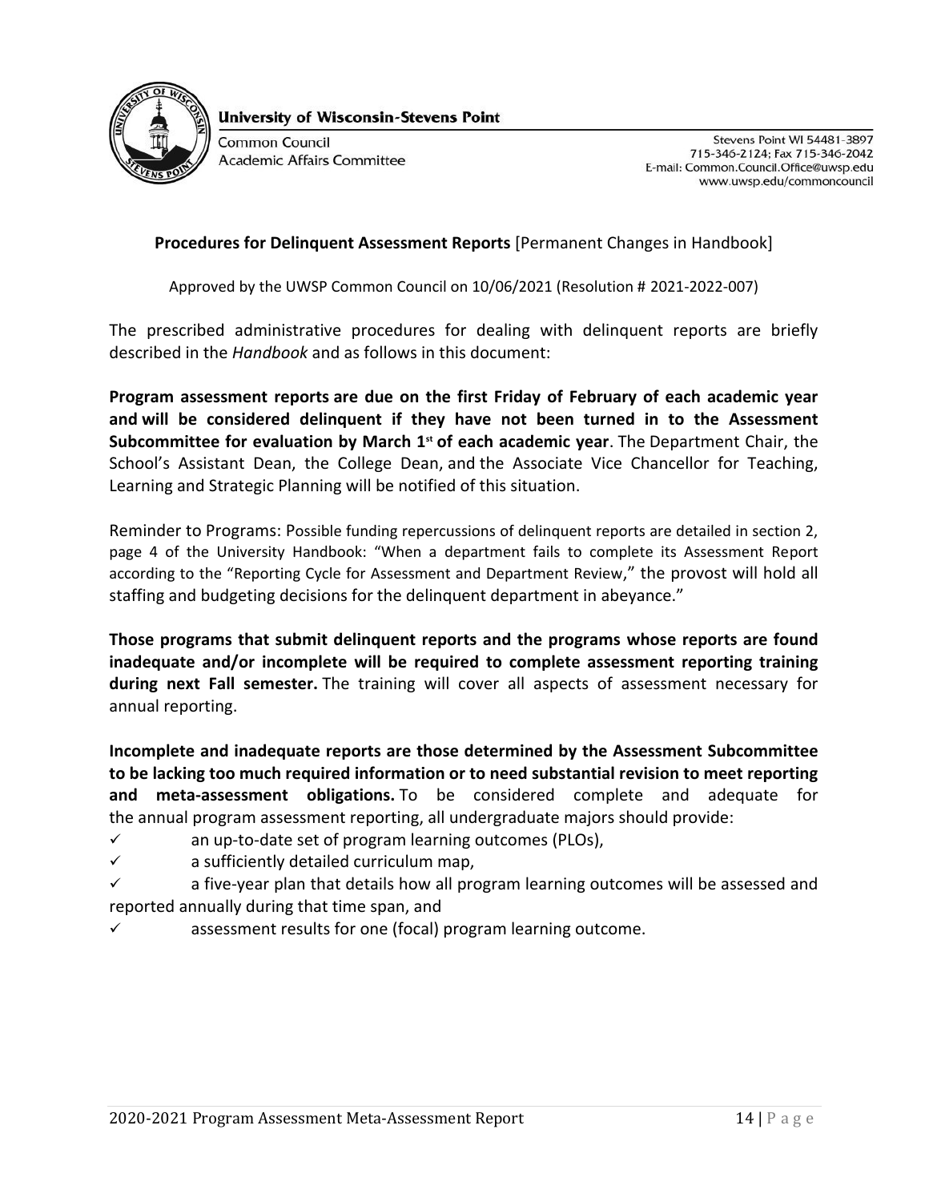**University of Wisconsin-Stevens Point**

Common Council
Academic Affairs Committee

Stevens Point WI 54481-3897
715-346-2124; Fax 715-346-2042
E-mail: Common.Council.Office@uwsp.edu
www.uwsp.edu/commoncouncil

**Procedures for Delinquent Assessment Reports** [Permanent Changes in Handbook]

Approved by the UWSP Common Council on 10/06/2021 (Resolution # 2021-2022-007)

The prescribed administrative procedures for dealing with delinquent reports are briefly described in the *Handbook* and as follows in this document:

**Program assessment reports are due on the first Friday of February of each academic year and will be considered delinquent if they have not been turned in to the Assessment Subcommittee for evaluation by March 1st of each academic year**. The Department Chair, the School's Assistant Dean, the College Dean, and the Associate Vice Chancellor for Teaching, Learning and Strategic Planning will be notified of this situation.

Reminder to Programs: Possible funding repercussions of delinquent reports are detailed in section 2, page 4 of the University Handbook: "When a department fails to complete its Assessment Report according to the "Reporting Cycle for Assessment and Department Review," the provost will hold all staffing and budgeting decisions for the delinquent department in abeyance."

**Those programs that submit delinquent reports and the programs whose reports are found inadequate and/or incomplete will be required to complete assessment reporting training during next Fall semester.** The training will cover all aspects of assessment necessary for annual reporting.

**Incomplete and inadequate reports are those determined by the Assessment Subcommittee to be lacking too much required information or to need substantial revision to meet reporting and meta-assessment obligations.** To be considered complete and adequate for the annual program assessment reporting, all undergraduate majors should provide:

- ✓ an up-to-date set of program learning outcomes (PLOs),
- ✓ a sufficiently detailed curriculum map,
- ✓ a five-year plan that details how all program learning outcomes will be assessed and reported annually during that time span, and
- ✓ assessment results for one (focal) program learning outcome.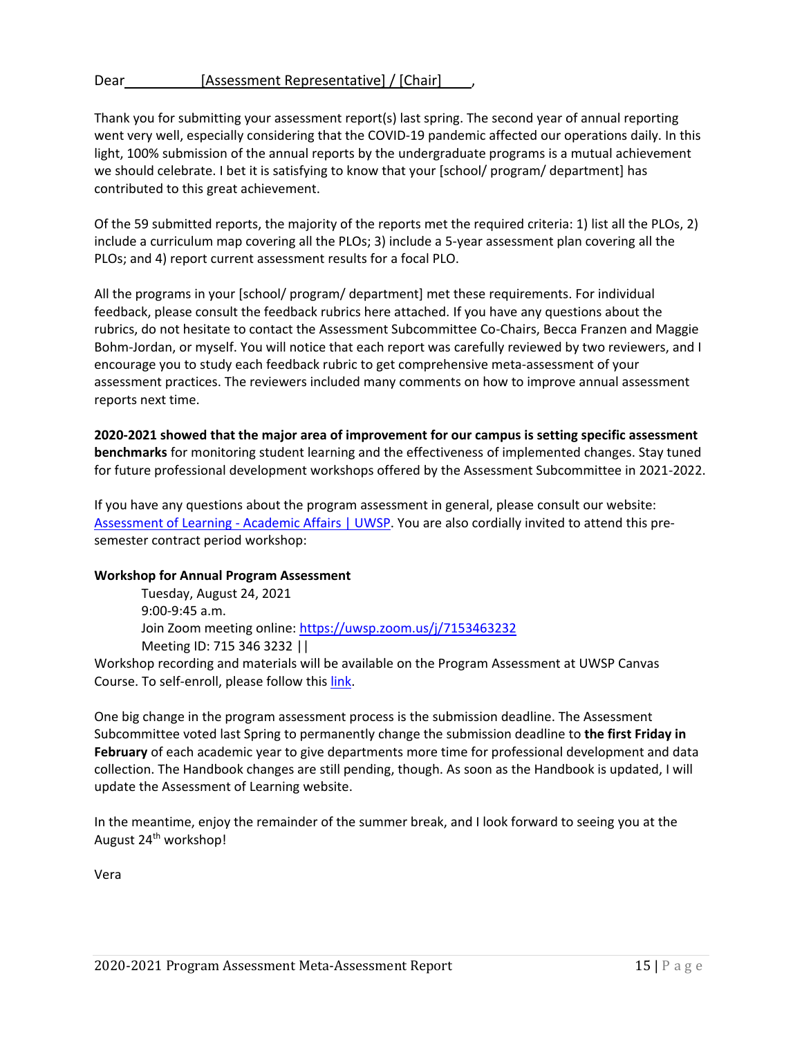Dear [Assessment Representative] / [Chair],

Thank you for submitting your assessment report(s) last spring. The second year of annual reporting went very well, especially considering that the COVID-19 pandemic affected our operations daily. In this light, 100% submission of the annual reports by the undergraduate programs is a mutual achievement we should celebrate. I bet it is satisfying to know that your [school/ program/ department] has contributed to this great achievement.

Of the 59 submitted reports, the majority of the reports met the required criteria: 1) list all the PLOs, 2) include a curriculum map covering all the PLOs; 3) include a 5-year assessment plan covering all the PLOs; and 4) report current assessment results for a focal PLO.

All the programs in your [school/ program/ department] met these requirements. For individual feedback, please consult the feedback rubrics here attached. If you have any questions about the rubrics, do not hesitate to contact the Assessment Subcommittee Co-Chairs, Becca Franzen and Maggie Bohm-Jordan, or myself. You will notice that each report was carefully reviewed by two reviewers, and I encourage you to study each feedback rubric to get comprehensive meta-assessment of your assessment practices. The reviewers included many comments on how to improve annual assessment reports next time.

**2020-2021 showed that the major area of improvement for our campus is setting specific assessment benchmarks** for monitoring student learning and the effectiveness of implemented changes. Stay tuned for future professional development workshops offered by the Assessment Subcommittee in 2021-2022.

If you have any questions about the program assessment in general, please consult our website: [Assessment of Learning - Academic Affairs | UWSP](). You are also cordially invited to attend this pre-semester contract period workshop:

**Workshop for Annual Program Assessment**

Tuesday, August 24, 2021
9:00-9:45 a.m.
Join Zoom meeting online: https://uwsp.zoom.us/j/7153463232
Meeting ID: 715 346 3232 ||

Workshop recording and materials will be available on the Program Assessment at UWSP Canvas Course. To self-enroll, please follow this [link]().

One big change in the program assessment process is the submission deadline. The Assessment Subcommittee voted last Spring to permanently change the submission deadline to **the first Friday in February** of each academic year to give departments more time for professional development and data collection. The Handbook changes are still pending, though. As soon as the Handbook is updated, I will update the Assessment of Learning website.

In the meantime, enjoy the remainder of the summer break, and I look forward to seeing you at the August 24th workshop!

Vera